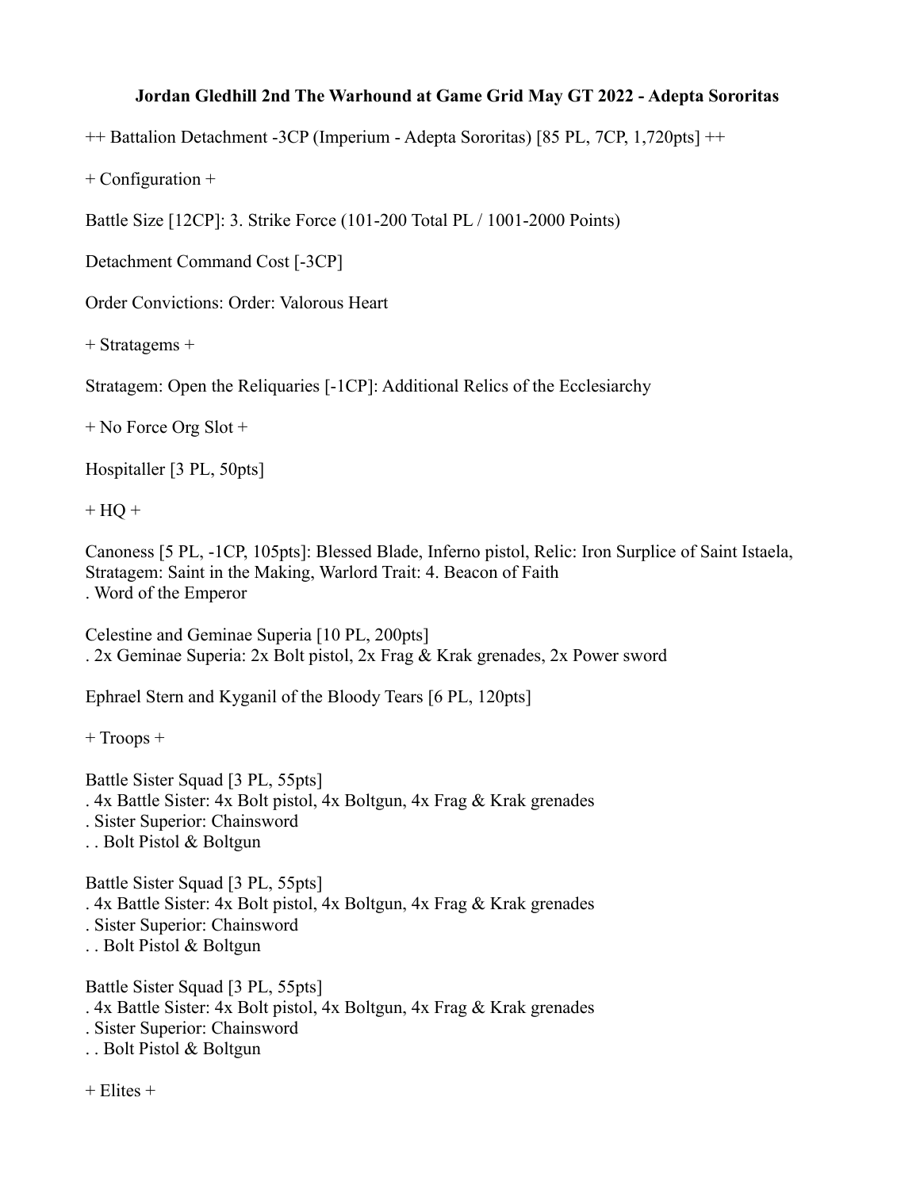**Jordan Gledhill 2nd The Warhound at Game Grid May GT 2022 - Adepta Sororitas**

++ Battalion Detachment -3CP (Imperium - Adepta Sororitas) [85 PL, 7CP, 1,720pts] ++

+ Configuration +

Battle Size [12CP]: 3. Strike Force (101-200 Total PL / 1001-2000 Points)

Detachment Command Cost [-3CP]

Order Convictions: Order: Valorous Heart

+ Stratagems +

Stratagem: Open the Reliquaries [-1CP]: Additional Relics of the Ecclesiarchy

+ No Force Org Slot +

Hospitaller [3 PL, 50pts]

+ HQ +

Canoness [5 PL, -1CP, 105pts]: Blessed Blade, Inferno pistol, Relic: Iron Surplice of Saint Istaela, Stratagem: Saint in the Making, Warlord Trait: 4. Beacon of Faith
. Word of the Emperor

Celestine and Geminae Superia [10 PL, 200pts]
. 2x Geminae Superia: 2x Bolt pistol, 2x Frag & Krak grenades, 2x Power sword

Ephrael Stern and Kyganil of the Bloody Tears [6 PL, 120pts]

+ Troops +

Battle Sister Squad [3 PL, 55pts]
. 4x Battle Sister: 4x Bolt pistol, 4x Boltgun, 4x Frag & Krak grenades
. Sister Superior: Chainsword
. . Bolt Pistol & Boltgun

Battle Sister Squad [3 PL, 55pts]
. 4x Battle Sister: 4x Bolt pistol, 4x Boltgun, 4x Frag & Krak grenades
. Sister Superior: Chainsword
. . Bolt Pistol & Boltgun

Battle Sister Squad [3 PL, 55pts]
. 4x Battle Sister: 4x Bolt pistol, 4x Boltgun, 4x Frag & Krak grenades
. Sister Superior: Chainsword
. . Bolt Pistol & Boltgun

+ Elites +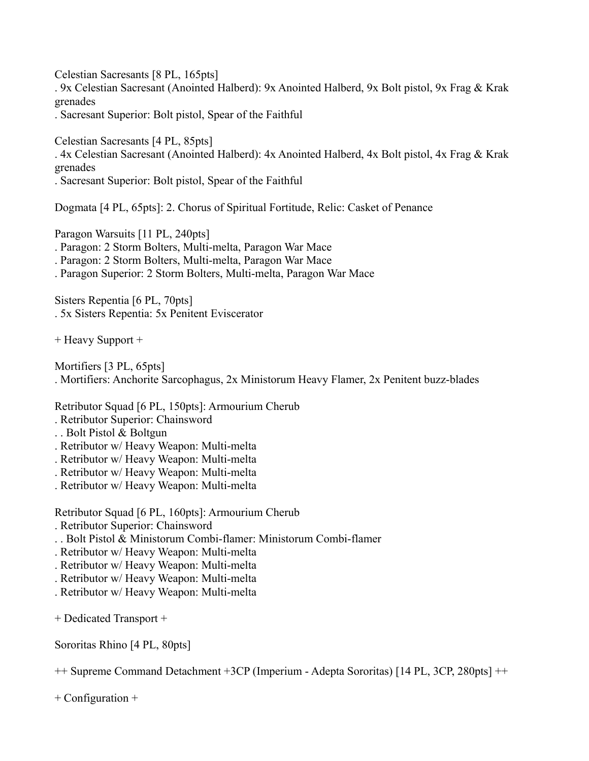Celestian Sacresants [8 PL, 165pts]
. 9x Celestian Sacresant (Anointed Halberd): 9x Anointed Halberd, 9x Bolt pistol, 9x Frag & Krak grenades
. Sacresant Superior: Bolt pistol, Spear of the Faithful

Celestian Sacresants [4 PL, 85pts]
. 4x Celestian Sacresant (Anointed Halberd): 4x Anointed Halberd, 4x Bolt pistol, 4x Frag & Krak grenades
. Sacresant Superior: Bolt pistol, Spear of the Faithful

Dogmata [4 PL, 65pts]: 2. Chorus of Spiritual Fortitude, Relic: Casket of Penance

Paragon Warsuits [11 PL, 240pts]
. Paragon: 2 Storm Bolters, Multi-melta, Paragon War Mace
. Paragon: 2 Storm Bolters, Multi-melta, Paragon War Mace
. Paragon Superior: 2 Storm Bolters, Multi-melta, Paragon War Mace

Sisters Repentia [6 PL, 70pts]
. 5x Sisters Repentia: 5x Penitent Eviscerator

+ Heavy Support +

Mortifiers [3 PL, 65pts]
. Mortifiers: Anchorite Sarcophagus, 2x Ministorum Heavy Flamer, 2x Penitent buzz-blades

Retributor Squad [6 PL, 150pts]: Armourium Cherub
. Retributor Superior: Chainsword
. . Bolt Pistol & Boltgun
. Retributor w/ Heavy Weapon: Multi-melta
. Retributor w/ Heavy Weapon: Multi-melta
. Retributor w/ Heavy Weapon: Multi-melta
. Retributor w/ Heavy Weapon: Multi-melta

Retributor Squad [6 PL, 160pts]: Armourium Cherub
. Retributor Superior: Chainsword
. . Bolt Pistol & Ministorum Combi-flamer: Ministorum Combi-flamer
. Retributor w/ Heavy Weapon: Multi-melta
. Retributor w/ Heavy Weapon: Multi-melta
. Retributor w/ Heavy Weapon: Multi-melta
. Retributor w/ Heavy Weapon: Multi-melta

+ Dedicated Transport +

Sororitas Rhino [4 PL, 80pts]

++ Supreme Command Detachment +3CP (Imperium - Adepta Sororitas) [14 PL, 3CP, 280pts] ++

+ Configuration +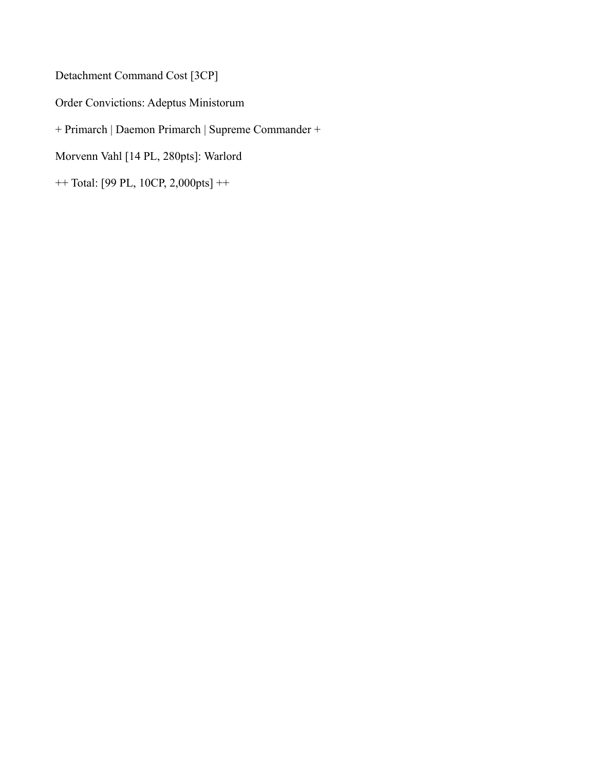Detachment Command Cost [3CP]

Order Convictions: Adeptus Ministorum

+ Primarch | Daemon Primarch | Supreme Commander +

Morvenn Vahl [14 PL, 280pts]: Warlord

++ Total: [99 PL, 10CP, 2,000pts] ++